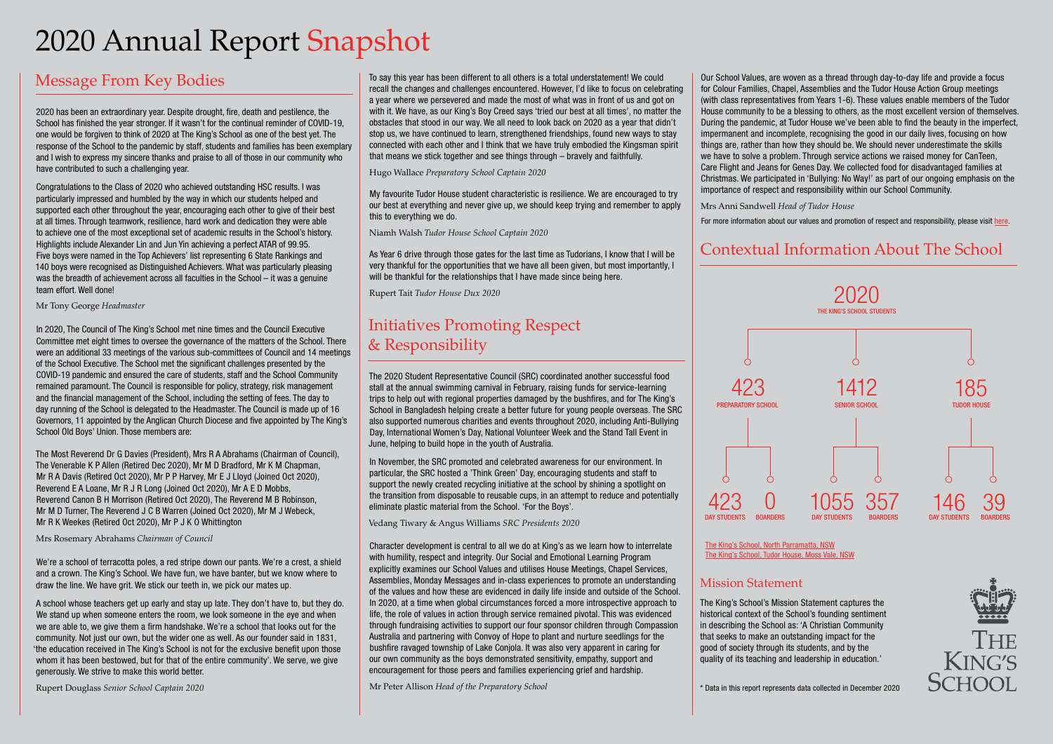# 2020 Annual Report Snapshot

## Message From Key Bodies

2020 has been an extraordinary year. Despite drought, fire, death and pestilence, the School has finished the year stronger. If it wasn't for the continual reminder of COVID-19, one would be forgiven to think of 2020 at The King's School as one of the best yet. The response of the School to the pandemic by staff, students and families has been exemplary and I wish to express my sincere thanks and praise to all of those in our community who have contributed to such a challenging year.

Congratulations to the Class of 2020 who achieved outstanding HSC results. I was particularly impressed and humbled by the way in which our students helped and supported each other throughout the year, encouraging each other to give of their best at all times. Through teamwork, resilience, hard work and dedication they were able to achieve one of the most exceptional set of academic results in the School's history. Highlights include Alexander Lin and Jun Yin achieving a perfect ATAR of 99.95. Five boys were named in the Top Achievers' list representing 6 State Rankings and 140 boys were recognised as Distinguished Achievers. What was particularly pleasing was the breadth of achievement across all faculties in the School – it was a genuine team effort. Well done!

Mr Tony George *Headmaster*

In 2020, The Council of The King's School met nine times and the Council Executive Committee met eight times to oversee the governance of the matters of the School. There were an additional 33 meetings of the various sub-committees of Council and 14 meetings of the School Executive. The School met the significant challenges presented by the COVID-19 pandemic and ensured the care of students, staff and the School Community remained paramount. The Council is responsible for policy, strategy, risk management and the financial management of the School, including the setting of fees. The day to day running of the School is delegated to the Headmaster. The Council is made up of 16 Governors, 11 appointed by the Anglican Church Diocese and five appointed by The King's School Old Boys' Union. Those members are:

The Most Reverend Dr G Davies (President), Mrs R A Abrahams (Chairman of Council), The Venerable K P Allen (Retired Dec 2020), Mr M D Bradford, Mr K M Chapman, Mr R A Davis (Retired Oct 2020), Mr P P Harvey, Mr E J Lloyd (Joined Oct 2020), Reverend E A Loane, Mr R J R Long (Joined Oct 2020), Mr A E D Mobbs, Reverend Canon B H Morrison (Retired Oct 2020), The Reverend M B Robinson, Mr M D Turner, The Reverend J C B Warren (Joined Oct 2020), Mr M J Webeck, Mr R K Weekes (Retired Oct 2020), Mr P J K O Whittington

Mrs Rosemary Abrahams *Chairman of Council*

We're a school of terracotta poles, a red stripe down our pants. We're a crest, a shield and a crown. The King's School. We have fun, we have banter, but we know where to draw the line. We have grit. We stick our teeth in, we pick our mates up.

A school whose teachers get up early and stay up late. They don't have to, but they do. We stand up when someone enters the room, we look someone in the eye and when we are able to, we give them a firm handshake. We're a school that looks out for the community. Not just our own, but the wider one as well. As our founder said in 1831, 'the education received in The King's School is not for the exclusive benefit upon those whom it has been bestowed, but for that of the entire community'. We serve, we give generously. We strive to make this world better.

Rupert Douglass *Senior School Captain 2020*

To say this year has been different to all others is a total understatement! We could recall the changes and challenges encountered. However, I'd like to focus on celebrating a year where we persevered and made the most of what was in front of us and got on with it. We have, as our King's Boy Creed says 'tried our best at all times', no matter the obstacles that stood in our way. We all need to look back on 2020 as a year that didn't stop us, we have continued to learn, strengthened friendships, found new ways to stay connected with each other and I think that we have truly embodied the Kingsman spirit that means we stick together and see things through – bravely and faithfully.

Hugo Wallace *Preparatory School Captain 2020*

My favourite Tudor House student characteristic is resilience. We are encouraged to try our best at everything and never give up, we should keep trying and remember to apply this to everything we do.

Niamh Walsh *Tudor House School Captain 2020*

As Year 6 drive through those gates for the last time as Tudorians, I know that I will be very thankful for the opportunities that we have all been given, but most importantly, I will be thankful for the relationships that I have made since being here.

Rupert Tait *Tudor House Dux 2020*

## Initiatives Promoting Respect & Responsibility

The 2020 Student Representative Council (SRC) coordinated another successful food stall at the annual swimming carnival in February, raising funds for service-learning trips to help out with regional properties damaged by the bushfires, and for The King's School in Bangladesh helping create a better future for young people overseas. The SRC also supported numerous charities and events throughout 2020, including Anti-Bullying Day, International Women's Day, National Volunteer Week and the Stand Tall Event in June, helping to build hope in the youth of Australia.

In November, the SRC promoted and celebrated awareness for our environment. In particular, the SRC hosted a 'Think Green' Day, encouraging students and staff to support the newly created recycling initiative at the school by shining a spotlight on the transition from disposable to reusable cups, in an attempt to reduce and potentially eliminate plastic material from the School. 'For the Boys'.

Vedang Tiwary & Angus Williams *SRC Presidents 2020*

Character development is central to all we do at King's as we learn how to interrelate with humility, respect and integrity. Our Social and Emotional Learning Program explicitly examines our School Values and utilises House Meetings, Chapel Services, Assemblies, Monday Messages and in-class experiences to promote an understanding of the values and how these are evidenced in daily life inside and outside of the School. In 2020, at a time when global circumstances forced a more introspective approach to life, the role of values in action through service remained pivotal. This was evidenced through fundraising activities to support our four sponsor children through Compassion Australia and partnering with Convoy of Hope to plant and nurture seedlings for the bushfire ravaged township of Lake Conjola. It was also very apparent in caring for our own community as the boys demonstrated sensitivity, empathy, support and encouragement for those peers and families experiencing grief and hardship.

Mr Peter Allison *Head of the Preparatory School*

Our School Values, are woven as a thread through day-to-day life and provide a focus for Colour Families, Chapel, Assemblies and the Tudor House Action Group meetings (with class representatives from Years 1-6). These values enable members of the Tudor House community to be a blessing to others, as the most excellent version of themselves. During the pandemic, at Tudor House we've been able to find the beauty in the imperfect, impermanent and incomplete, recognising the good in our daily lives, focusing on how things are, rather than how they should be. We should never underestimate the skills we have to solve a problem. Through service actions we raised money for CanTeen, Care Flight and Jeans for Genes Day. We collected food for disadvantaged families at Christmas. We participated in 'Bullying: No Way!' as part of our ongoing emphasis on the importance of respect and responsibility within our School Community.

Mrs Anni Sandwell *Head of Tudor House*

For more information about our values and promotion of respect and responsibility, please visit here.

## Contextual Information About The School

**2020 THE KING'S SCHOOL STUDENTS**

| | Preparatory School | Senior School | Tudor House |
|---|---|---|---|
| Total | 423 | 1412 | 185 |
| Day Students | 423 | 1055 | 146 |
| Boarders | 0 | 357 | 39 |

The King's School, North Parramatta, NSW
The King's School, Tudor House, Moss Vale, NSW

### Mission Statement

The King's School's Mission Statement captures the historical context of the School's founding sentiment in describing the School as: 'A Christian Community that seeks to make an outstanding impact for the good of society through its students, and by the quality of its teaching and leadership in education.'

THE KING'S SCHOOL

\* Data in this report represents data collected in December 2020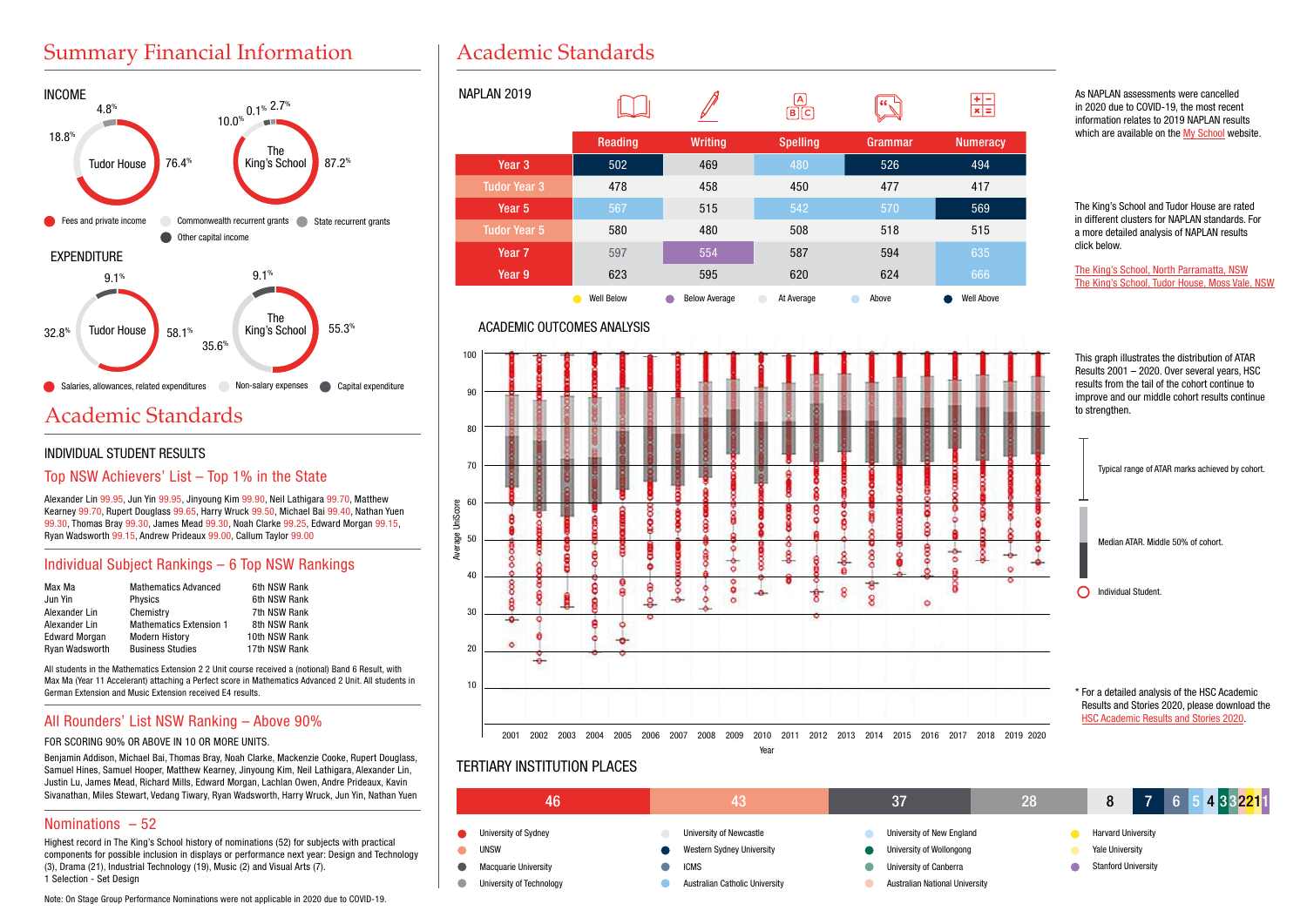# Summary Financial Information

## INCOME

**Tudor House:** 76.4% · 18.8% · 4.8%

**The King's School:** 87.2% · 10.0% · 0.1% · 2.7%

- Fees and private income
- Commonwealth recurrent grants
- State recurrent grants
- Other capital income

## EXPENDITURE

**Tudor House:** 58.1% · 32.8% · 9.1%

**The King's School:** 55.3% · 35.6% · 9.1%

- Salaries, allowances, related expenditures
- Non-salary expenses
- Capital expenditure

# Academic Standards

## INDIVIDUAL STUDENT RESULTS

### Top NSW Achievers' List – Top 1% in the State

Alexander Lin 99.95, Jun Yin 99.95, Jinyoung Kim 99.90, Neil Lathigara 99.70, Matthew Kearney 99.70, Rupert Douglass 99.65, Harry Wruck 99.50, Michael Bai 99.40, Nathan Yuen 99.30, Thomas Bray 99.30, James Mead 99.30, Noah Clarke 99.25, Edward Morgan 99.15, Ryan Wadsworth 99.15, Andrew Prideaux 99.00, Callum Taylor 99.00

### Individual Subject Rankings – 6 Top NSW Rankings

| | | |
|---|---|---|
| Max Ma | Mathematics Advanced | 6th NSW Rank |
| Jun Yin | Physics | 6th NSW Rank |
| Alexander Lin | Chemistry | 7th NSW Rank |
| Alexander Lin | Mathematics Extension 1 | 8th NSW Rank |
| Edward Morgan | Modern History | 10th NSW Rank |
| Ryan Wadsworth | Business Studies | 17th NSW Rank |

All students in the Mathematics Extension 2 2 Unit course received a (notional) Band 6 Result, with Max Ma (Year 11 Accelerant) attaching a Perfect score in Mathematics Advanced 2 Unit. All students in German Extension and Music Extension received E4 results.

### All Rounders' List NSW Ranking – Above 90%

FOR SCORING 90% OR ABOVE IN 10 OR MORE UNITS.

Benjamin Addison, Michael Bai, Thomas Bray, Noah Clarke, Mackenzie Cooke, Rupert Douglass, Samuel Hines, Samuel Hooper, Matthew Kearney, Jinyoung Kim, Neil Lathigara, Alexander Lin, Justin Lu, James Mead, Richard Mills, Edward Morgan, Lachlan Owen, Andre Prideaux, Kavin Sivanathan, Miles Stewart, Vedang Tiwary, Ryan Wadsworth, Harry Wruck, Jun Yin, Nathan Yuen

### Nominations – 52

Highest record in The King's School history of nominations (52) for subjects with practical components for possible inclusion in displays or performance next year: Design and Technology (3), Drama (21), Industrial Technology (19), Music (2) and Visual Arts (7).
1 Selection - Set Design

Note: On Stage Group Performance Nominations were not applicable in 2020 due to COVID-19.

# Academic Standards

## NAPLAN 2019

| | Reading | Writing | Spelling | Grammar | Numeracy |
|---|---|---|---|---|---|
| Year 3 | 502 | 469 | 480 | 526 | 494 |
| Tudor Year 3 | 478 | 458 | 450 | 477 | 417 |
| Year 5 | 567 | 515 | 542 | 570 | 569 |
| Tudor Year 5 | 580 | 480 | 508 | 518 | 515 |
| Year 7 | 597 | 554 | 587 | 594 | 635 |
| Year 9 | 623 | 595 | 620 | 624 | 666 |

Well Below · Below Average · At Average · Above · Well Above

As NAPLAN assessments were cancelled in 2020 due to COVID-19, the most recent information relates to 2019 NAPLAN results which are available on the My School website.

The King's School and Tudor House are rated in different clusters for NAPLAN standards. For a more detailed analysis of NAPLAN results click below.

The King's School, North Parramatta, NSW
The King's School, Tudor House, Moss Vale, NSW

## ACADEMIC OUTCOMES ANALYSIS

This graph illustrates the distribution of ATAR Results 2001 – 2020. Over several years, HSC results from the tail of the cohort continue to improve and our middle cohort results continue to strengthen.

- Typical range of ATAR marks achieved by cohort.
- Median ATAR. Middle 50% of cohort.
- Individual Student.

* For a detailed analysis of the HSC Academic Results and Stories 2020, please download the HSC Academic Results and Stories 2020.

## TERTIARY INSTITUTION PLACES

| Institution | Places |
|---|---|
| University of Sydney | 46 |
| UNSW | 43 |
| Macquarie University | 37 |
| University of Technology | 28 |
| University of Newcastle | 8 |
| Western Sydney University | 7 |
| ICMS | 6 |
| Australian Catholic University | 5 |
| University of New England | 4 |
| University of Wollongong | 3 |
| University of Canberra | 3 |
| Australian National University | 2 |
| Harvard University | 2 |
| Yale University | 1 |
| Stanford University | 1 |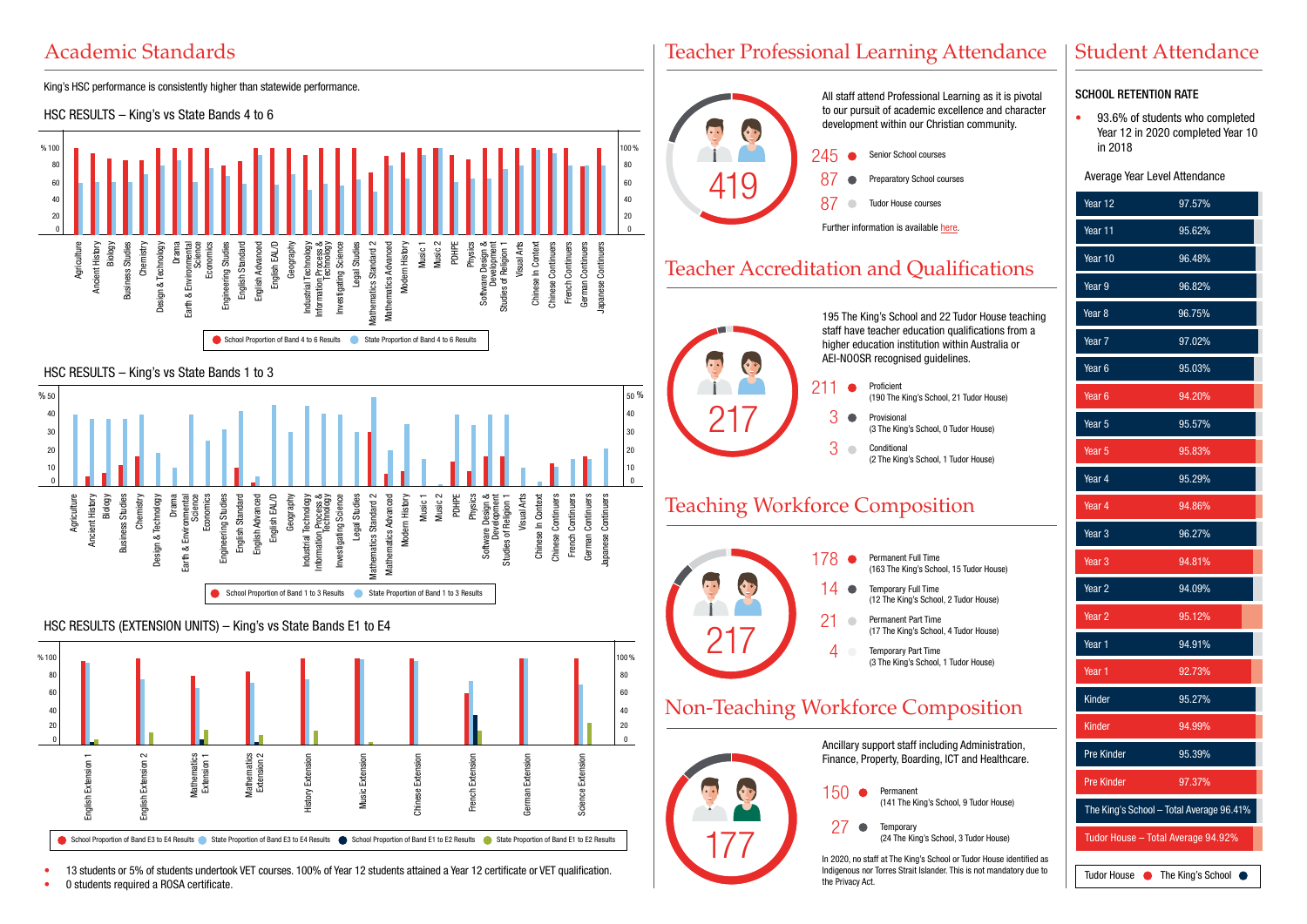# Academic Standards

King's HSC performance is consistently higher than statewide performance.

HSC RESULTS – King's vs State Bands 4 to 6

School Proportion of Band 4 to 6 Results | State Proportion of Band 4 to 6 Results

HSC RESULTS – King's vs State Bands 1 to 3

School Proportion of Band 1 to 3 Results | State Proportion of Band 1 to 3 Results

HSC RESULTS (EXTENSION UNITS) – King's vs State Bands E1 to E4

School Proportion of Band E3 to E4 Results | State Proportion of Band E3 to E4 Results | School Proportion of Band E1 to E2 Results | State Proportion of Band E1 to E2 Results

- 13 students or 5% of students undertook VET courses. 100% of Year 12 students attained a Year 12 certificate or VET qualification.
- 0 students required a ROSA certificate.

# Teacher Professional Learning Attendance

419

All staff attend Professional Learning as it is pivotal to our pursuit of academic excellence and character development within our Christian community.

- 245 Senior School courses
- 87 Preparatory School courses
- 87 Tudor House courses

Further information is available here.

# Teacher Accreditation and Qualifications

217

195 The King's School and 22 Tudor House teaching staff have teacher education qualifications from a higher education institution within Australia or AEI-NOOSR recognised guidelines.

- 211 Proficient (190 The King's School, 21 Tudor House)
- 3 Provisional (3 The King's School, 0 Tudor House)
- 3 Conditional (2 The King's School, 1 Tudor House)

# Teaching Workforce Composition

217

- 178 Permanent Full Time (163 The King's School, 15 Tudor House)
- 14 Temporary Full Time (12 The King's School, 2 Tudor House)
- 21 Permanent Part Time (17 The King's School, 4 Tudor House)
- 4 Temporary Part Time (3 The King's School, 1 Tudor House)

# Non-Teaching Workforce Composition

177

Ancillary support staff including Administration, Finance, Property, Boarding, ICT and Healthcare.

- 150 Permanent (141 The King's School, 9 Tudor House)
- 27 Temporary (24 The King's School, 3 Tudor House)

In 2020, no staff at The King's School or Tudor House identified as Indigenous nor Torres Strait Islander. This is not mandatory due to the Privacy Act.

# Student Attendance

### SCHOOL RETENTION RATE

- 93.6% of students who completed Year 12 in 2020 completed Year 10 in 2018

Average Year Level Attendance

| Year Level | Attendance |
|---|---|
| Year 12 | 97.57% |
| Year 11 | 95.62% |
| Year 10 | 96.48% |
| Year 9 | 96.82% |
| Year 8 | 96.75% |
| Year 7 | 97.02% |
| Year 6 | 95.03% |
| Year 6 | 94.20% |
| Year 5 | 95.57% |
| Year 5 | 95.83% |
| Year 4 | 95.29% |
| Year 4 | 94.86% |
| Year 3 | 96.27% |
| Year 3 | 94.81% |
| Year 2 | 94.09% |
| Year 2 | 95.12% |
| Year 1 | 94.91% |
| Year 1 | 92.73% |
| Kinder | 95.27% |
| Kinder | 94.99% |
| Pre Kinder | 95.39% |
| Pre Kinder | 97.37% |
| The King's School – Total Average 96.41% | |
| Tudor House – Total Average 94.92% | |

Tudor House (red) | The King's School (dark blue)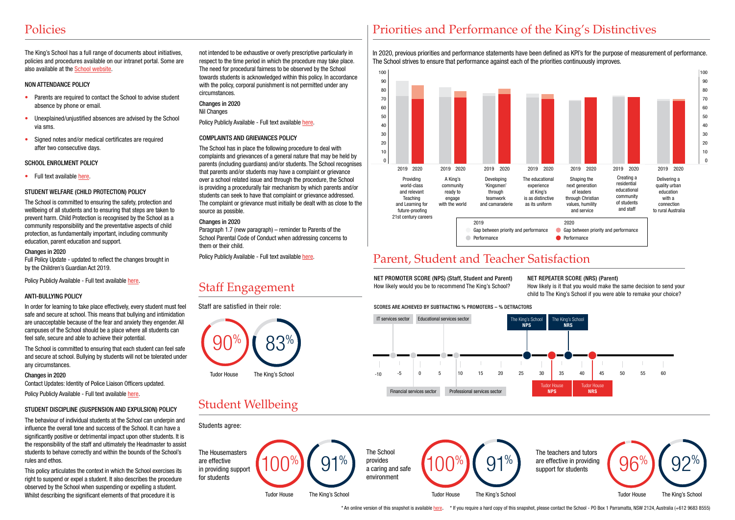# Policies

The King's School has a full range of documents about initiatives, policies and procedures available on our intranet portal. Some are also available at the School website.

### NON ATTENDANCE POLICY

- Parents are required to contact the School to advise student absence by phone or email.
- Unexplained/unjustified absences are advised by the School via sms.
- Signed notes and/or medical certificates are required after two consecutive days.

### SCHOOL ENROLMENT POLICY

- Full text available here.

### STUDENT WELFARE (CHILD PROTECTION) POLICY

The School is committed to ensuring the safety, protection and wellbeing of all students and to ensuring that steps are taken to prevent harm. Child Protection is recognised by the School as a community responsibility and the preventative aspects of child protection, as fundamentally important, including community education, parent education and support.

**Changes in 2020**

Full Policy Update - updated to reflect the changes brought in by the Children's Guardian Act 2019.

Policy Publicly Available - Full text available here.

### ANTI-BULLYING POLICY

In order for learning to take place effectively, every student must feel safe and secure at school. This means that bullying and intimidation are unacceptable because of the fear and anxiety they engender. All campuses of the School should be a place where all students can feel safe, secure and able to achieve their potential.

The School is committed to ensuring that each student can feel safe and secure at school. Bullying by students will not be tolerated under any circumstances.

**Changes in 2020**

Contact Updates: Identity of Police Liaison Officers updated.

Policy Publicly Available - Full text available here.

### STUDENT DISCIPLINE (SUSPENSION AND EXPULSION) POLICY

The behaviour of individual students at the School can underpin and influence the overall tone and success of the School. It can have a significantly positive or detrimental impact upon other students. It is the responsibility of the staff and ultimately the Headmaster to assist students to behave correctly and within the bounds of the School's rules and ethos.

This policy articulates the context in which the School exercises its right to suspend or expel a student. It also describes the procedure observed by the School when suspending or expelling a student. Whilst describing the significant elements of that procedure it is not intended to be exhaustive or overly prescriptive particularly in respect to the time period in which the procedure may take place. The need for procedural fairness to be observed by the School towards students is acknowledged within this policy. In accordance with the policy, corporal punishment is not permitted under any circumstances.

**Changes in 2020**

Nil Changes

Policy Publicly Available - Full text available here.

### COMPLAINTS AND GRIEVANCES POLICY

The School has in place the following procedure to deal with complaints and grievances of a general nature that may be held by parents (including guardians) and/or students. The School recognises that parents and/or students may have a complaint or grievance over a school related issue and through the procedure, the School is providing a procedurally fair mechanism by which parents and/or students can seek to have that complaint or grievance addressed. The complaint or grievance must initially be dealt with as close to the source as possible.

**Changes in 2020**

Paragraph 1.7 (new paragraph) – reminder to Parents of the School Parental Code of Conduct when addressing concerns to them or their child.

Policy Publicly Available - Full text available here.

# Staff Engagement

Staff are satisfied in their role:

90% Tudor House

83% The King's School

# Student Wellbeing

Students agree:

The Housemasters are effective in providing support for students

100% Tudor House

91% The King's School

The School provides a caring and safe environment

100% Tudor House

91% The King's School

The teachers and tutors are effective in providing support for students

96% Tudor House

92% The King's School

# Priorities and Performance of the King's Distinctives

In 2020, previous priorities and performance statements have been defined as KPI's for the purpose of measurement of performance. The School strives to ensure that performance against each of the priorities continuously improves.

100
90
80
70
60
50
40
30
20
10
0

2019 2020 — Providing world-class and relevant Teaching and Learning for future-proofing 21st century careers

2019 2020 — A King's community ready to engage with the world

2019 2020 — Developing 'Kingsmen' through teamwork and camaraderie

2019 2020 — The educational experience at King's is as distinctive as its uniform

2019 2020 — Shaping the next generation of leaders through Christian values, humility and service

2019 2020 — Creating a residential educational community of students and staff

2019 2020 — Delivering a quality urban education with a connection to rural Australia

2019: Gap between priority and performance; Performance

2020: Gap between priority and performance; Performance

# Parent, Student and Teacher Satisfaction

**NET PROMOTER SCORE (NPS) (Staff, Student and Parent)**

How likely would you be to recommend The King's School?

**NET REPEATER SCORE (NRS) (Parent)**

How likely is it that you would make the same decision to send your child to The King's School if you were able to remake your choice?

**SCORES ARE ACHIEVED BY SUBTRACTING % PROMOTERS – % DETRACTORS**

IT services sector
Educational services sector
The King's School NPS
The King's School NRS
Financial services sector
Professional services sector
Tudor House NPS
Tudor House NRS

-10 -5 0 5 10 15 20 25 30 35 40 45 50 55 60

\* An online version of this snapshot is available here. \* If you require a hard copy of this snapshot, please contact the School - PO Box 1 Parramatta, NSW 2124, Australia (+612 9683 8555)